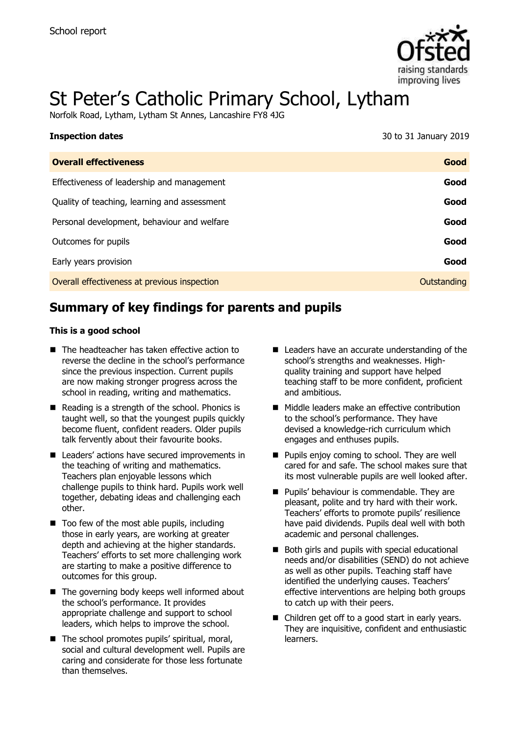School report

# St Peter's Catholic Primary School, Lytham

Norfolk Road, Lytham, Lytham St Annes, Lancashire FY8 4JG

| **Inspection dates** | 30 to 31 January 2019 |
|---|---|
| **Overall effectiveness** | **Good** |
| Effectiveness of leadership and management | **Good** |
| Quality of teaching, learning and assessment | **Good** |
| Personal development, behaviour and welfare | **Good** |
| Outcomes for pupils | **Good** |
| Early years provision | **Good** |
| Overall effectiveness at previous inspection | Outstanding |

## Summary of key findings for parents and pupils

**This is a good school**

- The headteacher has taken effective action to reverse the decline in the school's performance since the previous inspection. Current pupils are now making stronger progress across the school in reading, writing and mathematics.
- Reading is a strength of the school. Phonics is taught well, so that the youngest pupils quickly become fluent, confident readers. Older pupils talk fervently about their favourite books.
- Leaders' actions have secured improvements in the teaching of writing and mathematics. Teachers plan enjoyable lessons which challenge pupils to think hard. Pupils work well together, debating ideas and challenging each other.
- Too few of the most able pupils, including those in early years, are working at greater depth and achieving at the higher standards. Teachers' efforts to set more challenging work are starting to make a positive difference to outcomes for this group.
- The governing body keeps well informed about the school's performance. It provides appropriate challenge and support to school leaders, which helps to improve the school.
- The school promotes pupils' spiritual, moral, social and cultural development well. Pupils are caring and considerate for those less fortunate than themselves.
- Leaders have an accurate understanding of the school's strengths and weaknesses. High-quality training and support have helped teaching staff to be more confident, proficient and ambitious.
- Middle leaders make an effective contribution to the school's performance. They have devised a knowledge-rich curriculum which engages and enthuses pupils.
- Pupils enjoy coming to school. They are well cared for and safe. The school makes sure that its most vulnerable pupils are well looked after.
- Pupils' behaviour is commendable. They are pleasant, polite and try hard with their work. Teachers' efforts to promote pupils' resilience have paid dividends. Pupils deal well with both academic and personal challenges.
- Both girls and pupils with special educational needs and/or disabilities (SEND) do not achieve as well as other pupils. Teaching staff have identified the underlying causes. Teachers' effective interventions are helping both groups to catch up with their peers.
- Children get off to a good start in early years. They are inquisitive, confident and enthusiastic learners.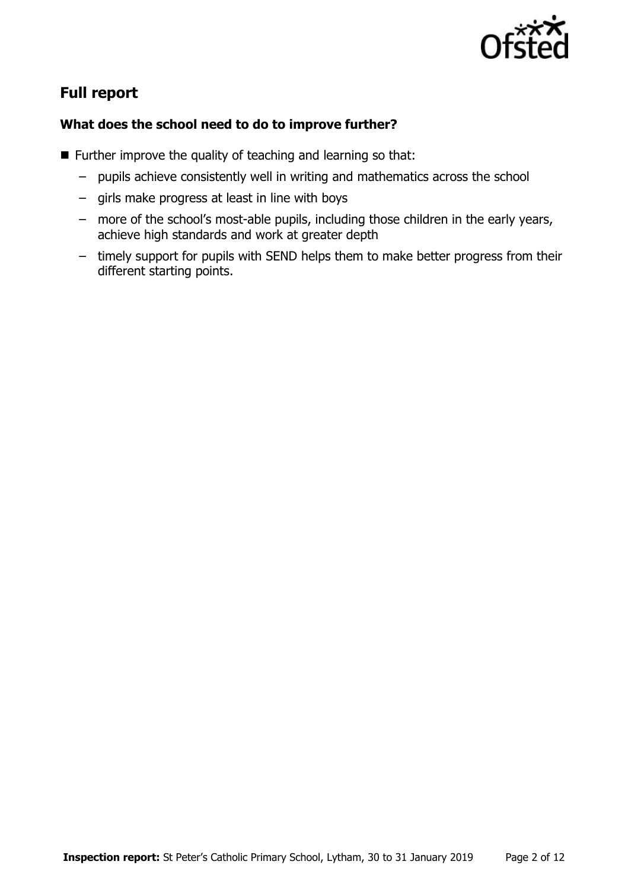## Full report

### What does the school need to do to improve further?

- Further improve the quality of teaching and learning so that:
  - pupils achieve consistently well in writing and mathematics across the school
  - girls make progress at least in line with boys
  - more of the school's most-able pupils, including those children in the early years, achieve high standards and work at greater depth
  - timely support for pupils with SEND helps them to make better progress from their different starting points.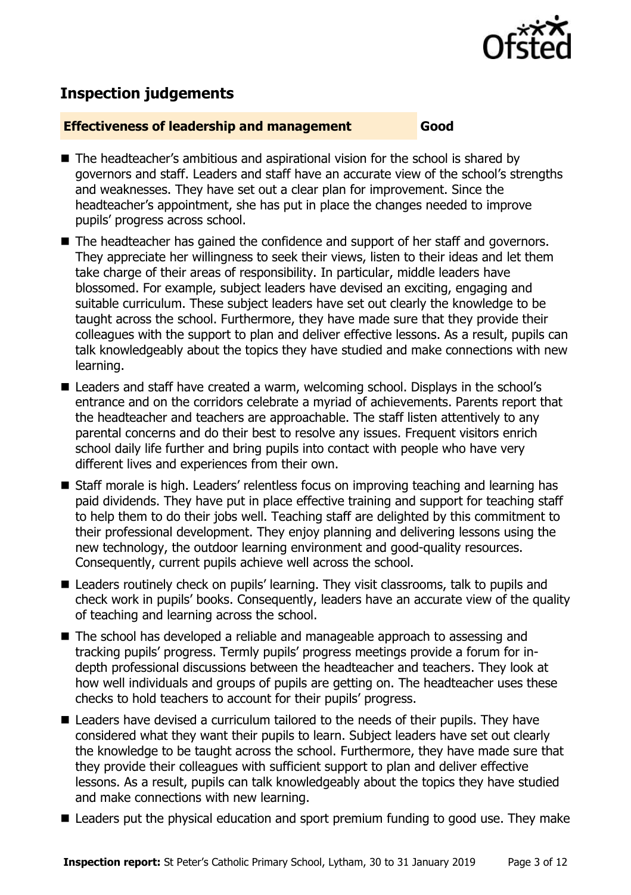## Inspection judgements

**Effectiveness of leadership and management** **Good**

- The headteacher's ambitious and aspirational vision for the school is shared by governors and staff. Leaders and staff have an accurate view of the school's strengths and weaknesses. They have set out a clear plan for improvement. Since the headteacher's appointment, she has put in place the changes needed to improve pupils' progress across school.
- The headteacher has gained the confidence and support of her staff and governors. They appreciate her willingness to seek their views, listen to their ideas and let them take charge of their areas of responsibility. In particular, middle leaders have blossomed. For example, subject leaders have devised an exciting, engaging and suitable curriculum. These subject leaders have set out clearly the knowledge to be taught across the school. Furthermore, they have made sure that they provide their colleagues with the support to plan and deliver effective lessons. As a result, pupils can talk knowledgeably about the topics they have studied and make connections with new learning.
- Leaders and staff have created a warm, welcoming school. Displays in the school's entrance and on the corridors celebrate a myriad of achievements. Parents report that the headteacher and teachers are approachable. The staff listen attentively to any parental concerns and do their best to resolve any issues. Frequent visitors enrich school daily life further and bring pupils into contact with people who have very different lives and experiences from their own.
- Staff morale is high. Leaders' relentless focus on improving teaching and learning has paid dividends. They have put in place effective training and support for teaching staff to help them to do their jobs well. Teaching staff are delighted by this commitment to their professional development. They enjoy planning and delivering lessons using the new technology, the outdoor learning environment and good-quality resources. Consequently, current pupils achieve well across the school.
- Leaders routinely check on pupils' learning. They visit classrooms, talk to pupils and check work in pupils' books. Consequently, leaders have an accurate view of the quality of teaching and learning across the school.
- The school has developed a reliable and manageable approach to assessing and tracking pupils' progress. Termly pupils' progress meetings provide a forum for in-depth professional discussions between the headteacher and teachers. They look at how well individuals and groups of pupils are getting on. The headteacher uses these checks to hold teachers to account for their pupils' progress.
- Leaders have devised a curriculum tailored to the needs of their pupils. They have considered what they want their pupils to learn. Subject leaders have set out clearly the knowledge to be taught across the school. Furthermore, they have made sure that they provide their colleagues with sufficient support to plan and deliver effective lessons. As a result, pupils can talk knowledgeably about the topics they have studied and make connections with new learning.
- Leaders put the physical education and sport premium funding to good use. They make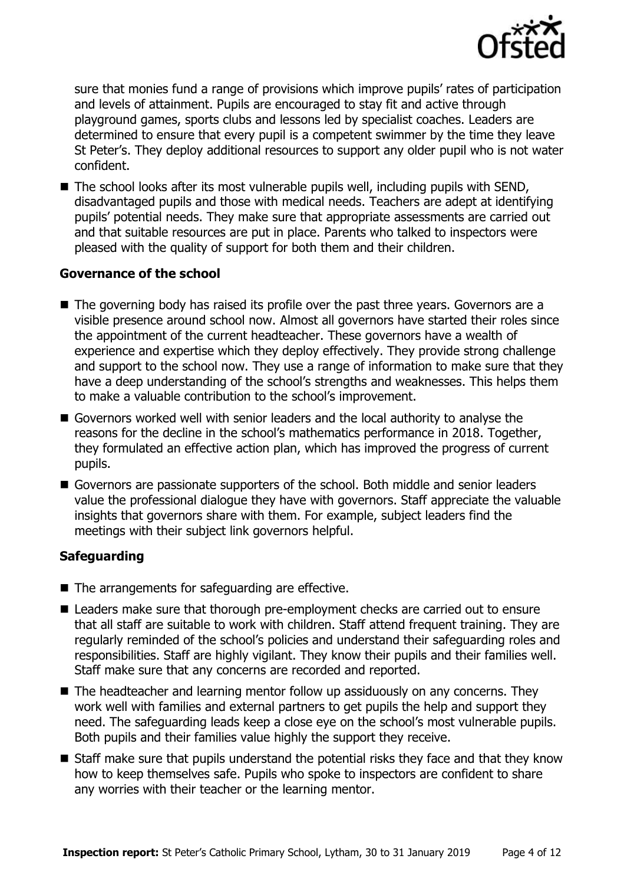sure that monies fund a range of provisions which improve pupils' rates of participation and levels of attainment. Pupils are encouraged to stay fit and active through playground games, sports clubs and lessons led by specialist coaches. Leaders are determined to ensure that every pupil is a competent swimmer by the time they leave St Peter's. They deploy additional resources to support any older pupil who is not water confident.

- The school looks after its most vulnerable pupils well, including pupils with SEND, disadvantaged pupils and those with medical needs. Teachers are adept at identifying pupils' potential needs. They make sure that appropriate assessments are carried out and that suitable resources are put in place. Parents who talked to inspectors were pleased with the quality of support for both them and their children.

### Governance of the school

- The governing body has raised its profile over the past three years. Governors are a visible presence around school now. Almost all governors have started their roles since the appointment of the current headteacher. These governors have a wealth of experience and expertise which they deploy effectively. They provide strong challenge and support to the school now. They use a range of information to make sure that they have a deep understanding of the school's strengths and weaknesses. This helps them to make a valuable contribution to the school's improvement.
- Governors worked well with senior leaders and the local authority to analyse the reasons for the decline in the school's mathematics performance in 2018. Together, they formulated an effective action plan, which has improved the progress of current pupils.
- Governors are passionate supporters of the school. Both middle and senior leaders value the professional dialogue they have with governors. Staff appreciate the valuable insights that governors share with them. For example, subject leaders find the meetings with their subject link governors helpful.

### Safeguarding

- The arrangements for safeguarding are effective.
- Leaders make sure that thorough pre-employment checks are carried out to ensure that all staff are suitable to work with children. Staff attend frequent training. They are regularly reminded of the school's policies and understand their safeguarding roles and responsibilities. Staff are highly vigilant. They know their pupils and their families well. Staff make sure that any concerns are recorded and reported.
- The headteacher and learning mentor follow up assiduously on any concerns. They work well with families and external partners to get pupils the help and support they need. The safeguarding leads keep a close eye on the school's most vulnerable pupils. Both pupils and their families value highly the support they receive.
- Staff make sure that pupils understand the potential risks they face and that they know how to keep themselves safe. Pupils who spoke to inspectors are confident to share any worries with their teacher or the learning mentor.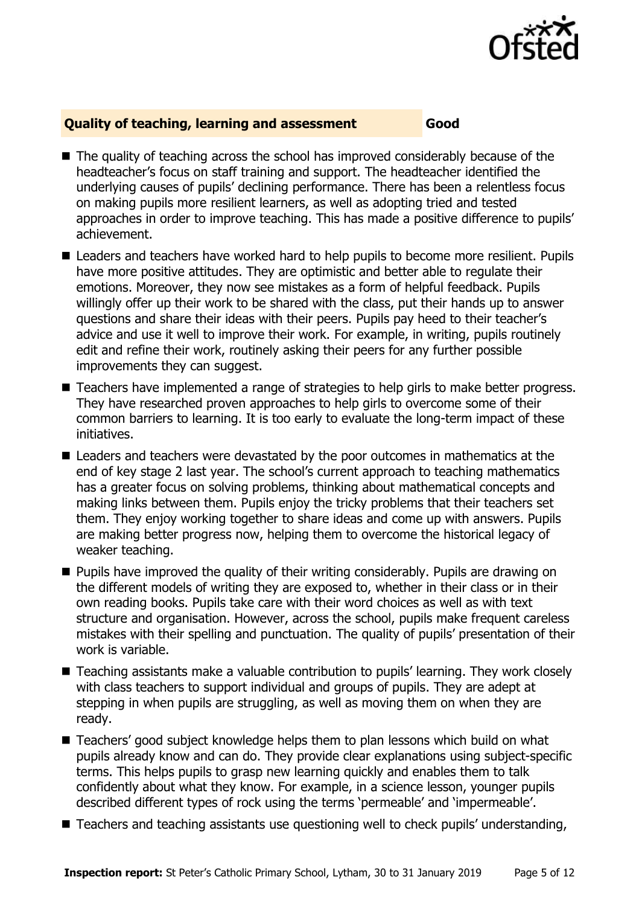## Quality of teaching, learning and assessment **Good**

- The quality of teaching across the school has improved considerably because of the headteacher's focus on staff training and support. The headteacher identified the underlying causes of pupils' declining performance. There has been a relentless focus on making pupils more resilient learners, as well as adopting tried and tested approaches in order to improve teaching. This has made a positive difference to pupils' achievement.
- Leaders and teachers have worked hard to help pupils to become more resilient. Pupils have more positive attitudes. They are optimistic and better able to regulate their emotions. Moreover, they now see mistakes as a form of helpful feedback. Pupils willingly offer up their work to be shared with the class, put their hands up to answer questions and share their ideas with their peers. Pupils pay heed to their teacher's advice and use it well to improve their work. For example, in writing, pupils routinely edit and refine their work, routinely asking their peers for any further possible improvements they can suggest.
- Teachers have implemented a range of strategies to help girls to make better progress. They have researched proven approaches to help girls to overcome some of their common barriers to learning. It is too early to evaluate the long-term impact of these initiatives.
- Leaders and teachers were devastated by the poor outcomes in mathematics at the end of key stage 2 last year. The school's current approach to teaching mathematics has a greater focus on solving problems, thinking about mathematical concepts and making links between them. Pupils enjoy the tricky problems that their teachers set them. They enjoy working together to share ideas and come up with answers. Pupils are making better progress now, helping them to overcome the historical legacy of weaker teaching.
- Pupils have improved the quality of their writing considerably. Pupils are drawing on the different models of writing they are exposed to, whether in their class or in their own reading books. Pupils take care with their word choices as well as with text structure and organisation. However, across the school, pupils make frequent careless mistakes with their spelling and punctuation. The quality of pupils' presentation of their work is variable.
- Teaching assistants make a valuable contribution to pupils' learning. They work closely with class teachers to support individual and groups of pupils. They are adept at stepping in when pupils are struggling, as well as moving them on when they are ready.
- Teachers' good subject knowledge helps them to plan lessons which build on what pupils already know and can do. They provide clear explanations using subject-specific terms. This helps pupils to grasp new learning quickly and enables them to talk confidently about what they know. For example, in a science lesson, younger pupils described different types of rock using the terms 'permeable' and 'impermeable'.
- Teachers and teaching assistants use questioning well to check pupils' understanding,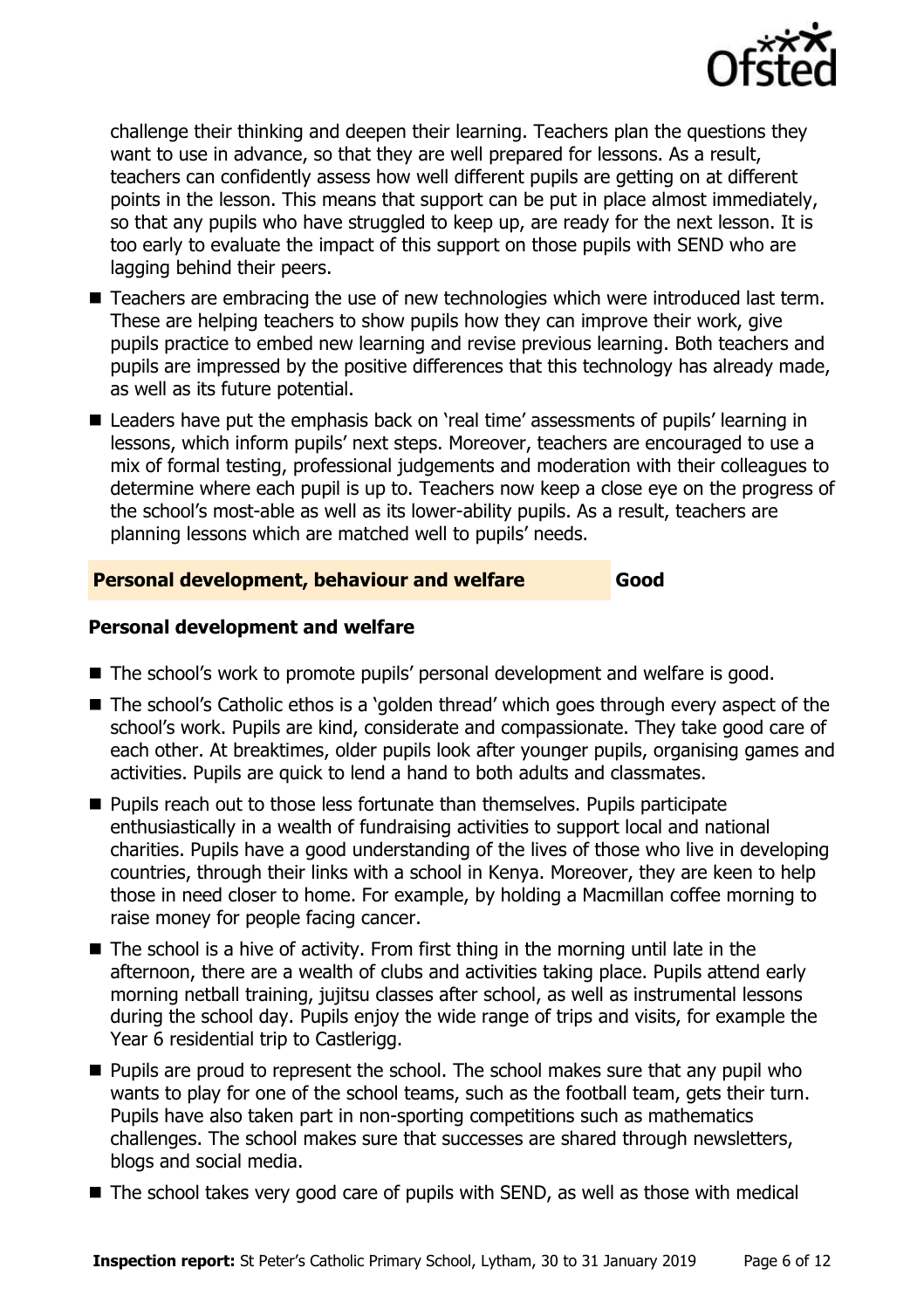challenge their thinking and deepen their learning. Teachers plan the questions they want to use in advance, so that they are well prepared for lessons. As a result, teachers can confidently assess how well different pupils are getting on at different points in the lesson. This means that support can be put in place almost immediately, so that any pupils who have struggled to keep up, are ready for the next lesson. It is too early to evaluate the impact of this support on those pupils with SEND who are lagging behind their peers.

- Teachers are embracing the use of new technologies which were introduced last term. These are helping teachers to show pupils how they can improve their work, give pupils practice to embed new learning and revise previous learning. Both teachers and pupils are impressed by the positive differences that this technology has already made, as well as its future potential.
- Leaders have put the emphasis back on 'real time' assessments of pupils' learning in lessons, which inform pupils' next steps. Moreover, teachers are encouraged to use a mix of formal testing, professional judgements and moderation with their colleagues to determine where each pupil is up to. Teachers now keep a close eye on the progress of the school's most-able as well as its lower-ability pupils. As a result, teachers are planning lessons which are matched well to pupils' needs.

## Personal development, behaviour and welfare — Good

### Personal development and welfare

- The school's work to promote pupils' personal development and welfare is good.
- The school's Catholic ethos is a 'golden thread' which goes through every aspect of the school's work. Pupils are kind, considerate and compassionate. They take good care of each other. At breaktimes, older pupils look after younger pupils, organising games and activities. Pupils are quick to lend a hand to both adults and classmates.
- Pupils reach out to those less fortunate than themselves. Pupils participate enthusiastically in a wealth of fundraising activities to support local and national charities. Pupils have a good understanding of the lives of those who live in developing countries, through their links with a school in Kenya. Moreover, they are keen to help those in need closer to home. For example, by holding a Macmillan coffee morning to raise money for people facing cancer.
- The school is a hive of activity. From first thing in the morning until late in the afternoon, there are a wealth of clubs and activities taking place. Pupils attend early morning netball training, jujitsu classes after school, as well as instrumental lessons during the school day. Pupils enjoy the wide range of trips and visits, for example the Year 6 residential trip to Castlerigg.
- Pupils are proud to represent the school. The school makes sure that any pupil who wants to play for one of the school teams, such as the football team, gets their turn. Pupils have also taken part in non-sporting competitions such as mathematics challenges. The school makes sure that successes are shared through newsletters, blogs and social media.
- The school takes very good care of pupils with SEND, as well as those with medical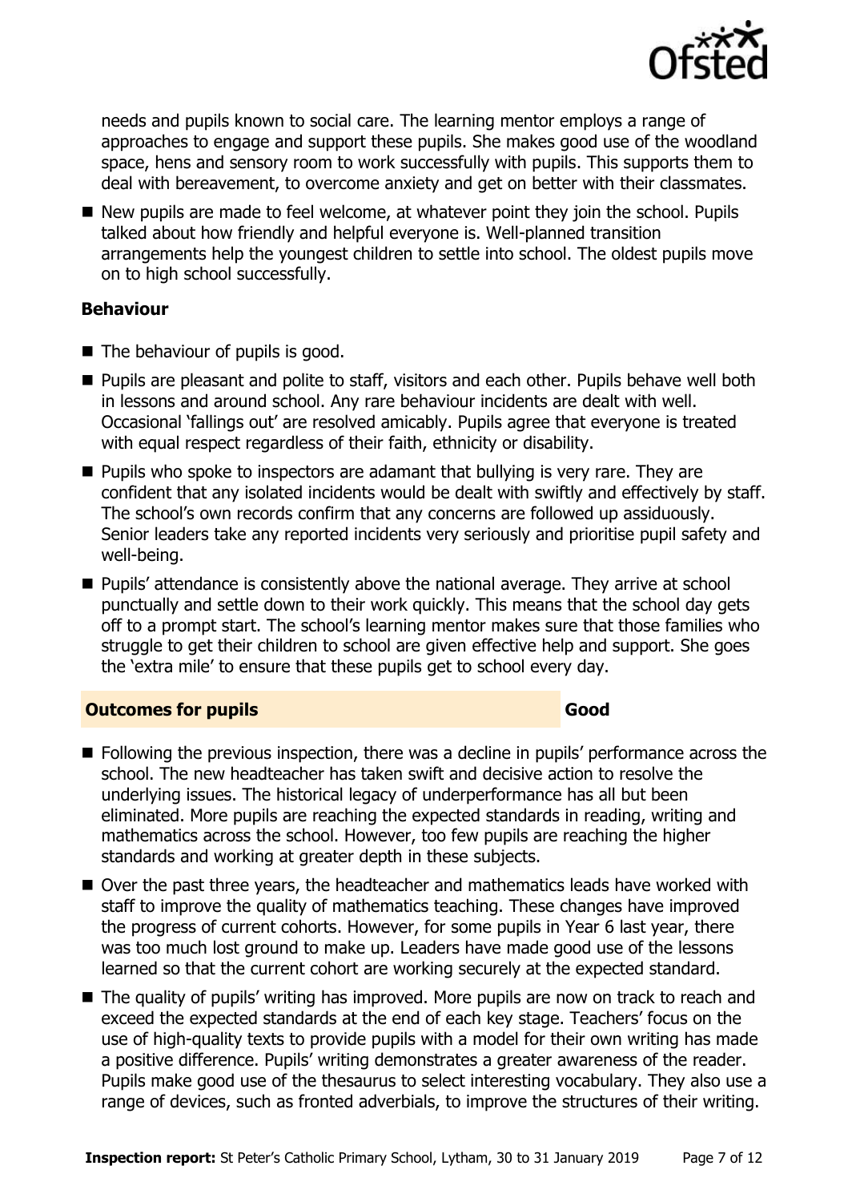needs and pupils known to social care. The learning mentor employs a range of approaches to engage and support these pupils. She makes good use of the woodland space, hens and sensory room to work successfully with pupils. This supports them to deal with bereavement, to overcome anxiety and get on better with their classmates.

- New pupils are made to feel welcome, at whatever point they join the school. Pupils talked about how friendly and helpful everyone is. Well-planned transition arrangements help the youngest children to settle into school. The oldest pupils move on to high school successfully.

### Behaviour

- The behaviour of pupils is good.
- Pupils are pleasant and polite to staff, visitors and each other. Pupils behave well both in lessons and around school. Any rare behaviour incidents are dealt with well. Occasional 'fallings out' are resolved amicably. Pupils agree that everyone is treated with equal respect regardless of their faith, ethnicity or disability.
- Pupils who spoke to inspectors are adamant that bullying is very rare. They are confident that any isolated incidents would be dealt with swiftly and effectively by staff. The school's own records confirm that any concerns are followed up assiduously. Senior leaders take any reported incidents very seriously and prioritise pupil safety and well-being.
- Pupils' attendance is consistently above the national average. They arrive at school punctually and settle down to their work quickly. This means that the school day gets off to a prompt start. The school's learning mentor makes sure that those families who struggle to get their children to school are given effective help and support. She goes the 'extra mile' to ensure that these pupils get to school every day.

## Outcomes for pupils — Good

- Following the previous inspection, there was a decline in pupils' performance across the school. The new headteacher has taken swift and decisive action to resolve the underlying issues. The historical legacy of underperformance has all but been eliminated. More pupils are reaching the expected standards in reading, writing and mathematics across the school. However, too few pupils are reaching the higher standards and working at greater depth in these subjects.
- Over the past three years, the headteacher and mathematics leads have worked with staff to improve the quality of mathematics teaching. These changes have improved the progress of current cohorts. However, for some pupils in Year 6 last year, there was too much lost ground to make up. Leaders have made good use of the lessons learned so that the current cohort are working securely at the expected standard.
- The quality of pupils' writing has improved. More pupils are now on track to reach and exceed the expected standards at the end of each key stage. Teachers' focus on the use of high-quality texts to provide pupils with a model for their own writing has made a positive difference. Pupils' writing demonstrates a greater awareness of the reader. Pupils make good use of the thesaurus to select interesting vocabulary. They also use a range of devices, such as fronted adverbials, to improve the structures of their writing.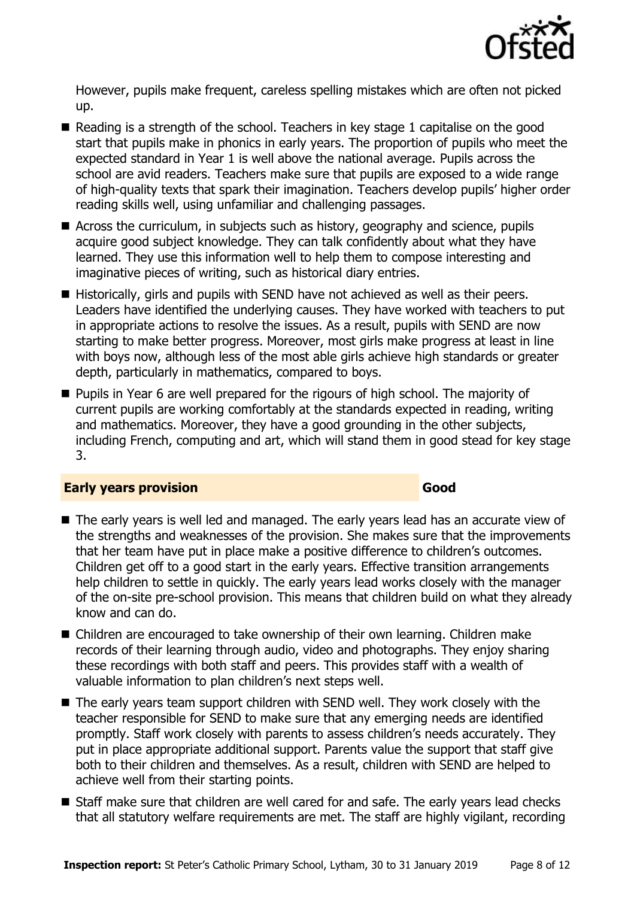However, pupils make frequent, careless spelling mistakes which are often not picked up.

- Reading is a strength of the school. Teachers in key stage 1 capitalise on the good start that pupils make in phonics in early years. The proportion of pupils who meet the expected standard in Year 1 is well above the national average. Pupils across the school are avid readers. Teachers make sure that pupils are exposed to a wide range of high-quality texts that spark their imagination. Teachers develop pupils' higher order reading skills well, using unfamiliar and challenging passages.
- Across the curriculum, in subjects such as history, geography and science, pupils acquire good subject knowledge. They can talk confidently about what they have learned. They use this information well to help them to compose interesting and imaginative pieces of writing, such as historical diary entries.
- Historically, girls and pupils with SEND have not achieved as well as their peers. Leaders have identified the underlying causes. They have worked with teachers to put in appropriate actions to resolve the issues. As a result, pupils with SEND are now starting to make better progress. Moreover, most girls make progress at least in line with boys now, although less of the most able girls achieve high standards or greater depth, particularly in mathematics, compared to boys.
- Pupils in Year 6 are well prepared for the rigours of high school. The majority of current pupils are working comfortably at the standards expected in reading, writing and mathematics. Moreover, they have a good grounding in the other subjects, including French, computing and art, which will stand them in good stead for key stage 3.

## Early years provision — Good

- The early years is well led and managed. The early years lead has an accurate view of the strengths and weaknesses of the provision. She makes sure that the improvements that her team have put in place make a positive difference to children's outcomes. Children get off to a good start in the early years. Effective transition arrangements help children to settle in quickly. The early years lead works closely with the manager of the on-site pre-school provision. This means that children build on what they already know and can do.
- Children are encouraged to take ownership of their own learning. Children make records of their learning through audio, video and photographs. They enjoy sharing these recordings with both staff and peers. This provides staff with a wealth of valuable information to plan children's next steps well.
- The early years team support children with SEND well. They work closely with the teacher responsible for SEND to make sure that any emerging needs are identified promptly. Staff work closely with parents to assess children's needs accurately. They put in place appropriate additional support. Parents value the support that staff give both to their children and themselves. As a result, children with SEND are helped to achieve well from their starting points.
- Staff make sure that children are well cared for and safe. The early years lead checks that all statutory welfare requirements are met. The staff are highly vigilant, recording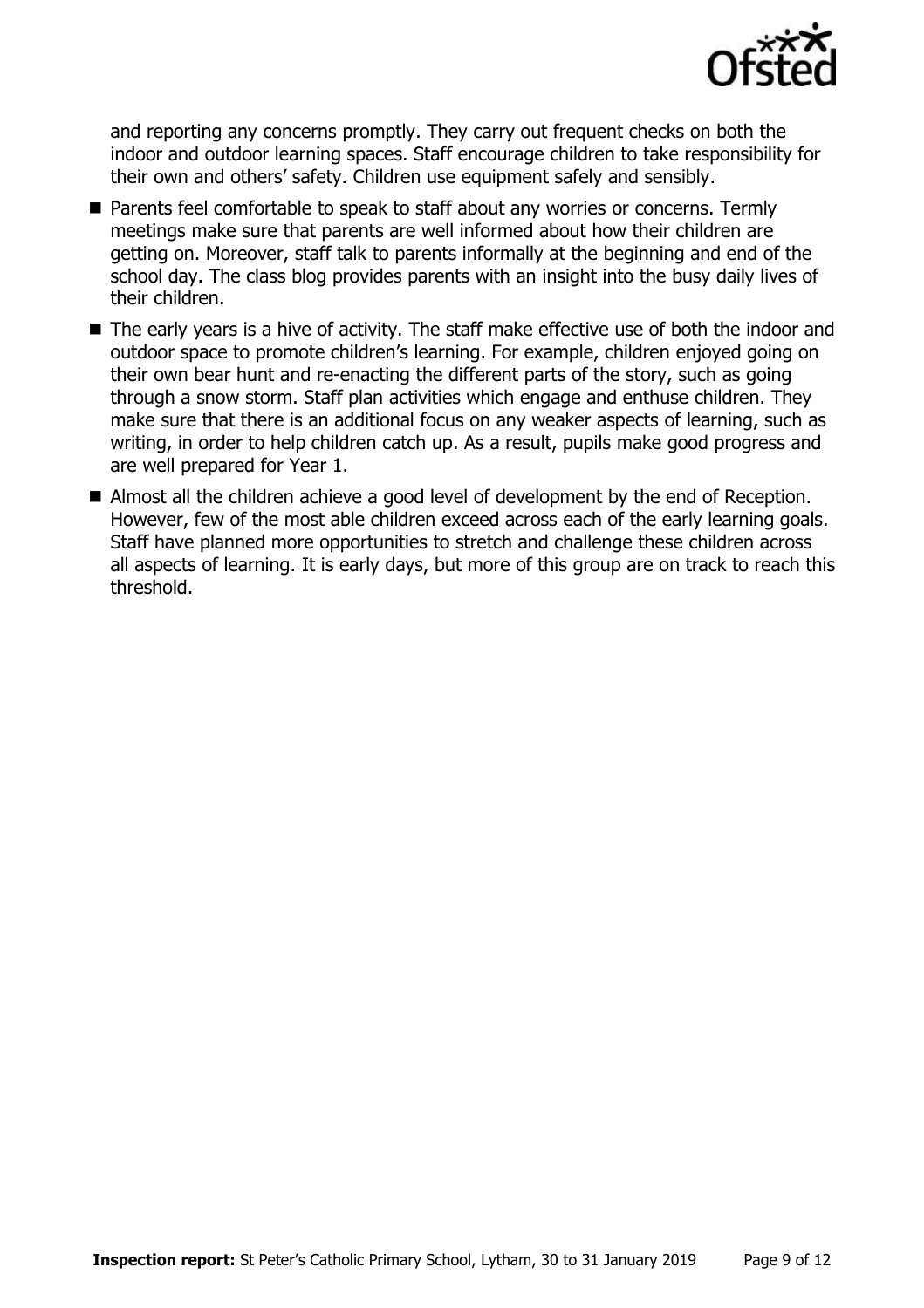and reporting any concerns promptly. They carry out frequent checks on both the indoor and outdoor learning spaces. Staff encourage children to take responsibility for their own and others' safety. Children use equipment safely and sensibly.

- Parents feel comfortable to speak to staff about any worries or concerns. Termly meetings make sure that parents are well informed about how their children are getting on. Moreover, staff talk to parents informally at the beginning and end of the school day. The class blog provides parents with an insight into the busy daily lives of their children.
- The early years is a hive of activity. The staff make effective use of both the indoor and outdoor space to promote children's learning. For example, children enjoyed going on their own bear hunt and re-enacting the different parts of the story, such as going through a snow storm. Staff plan activities which engage and enthuse children. They make sure that there is an additional focus on any weaker aspects of learning, such as writing, in order to help children catch up. As a result, pupils make good progress and are well prepared for Year 1.
- Almost all the children achieve a good level of development by the end of Reception. However, few of the most able children exceed across each of the early learning goals. Staff have planned more opportunities to stretch and challenge these children across all aspects of learning. It is early days, but more of this group are on track to reach this threshold.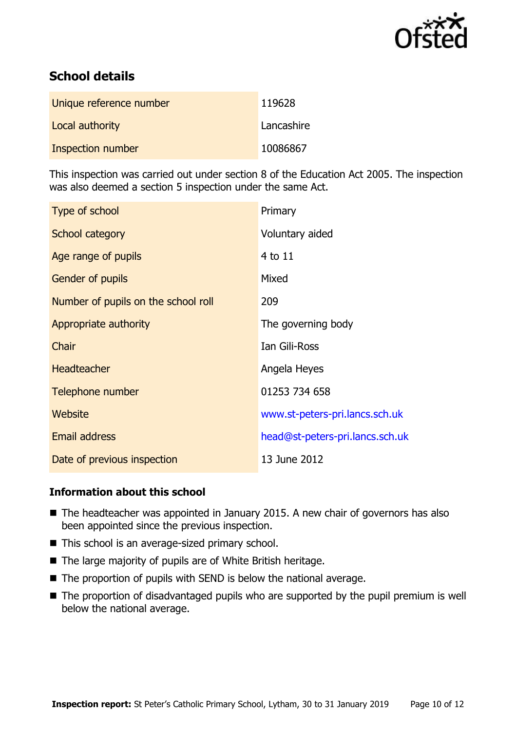## School details

| | |
|---|---|
| Unique reference number | 119628 |
| Local authority | Lancashire |
| Inspection number | 10086867 |

This inspection was carried out under section 8 of the Education Act 2005. The inspection was also deemed a section 5 inspection under the same Act.

| | |
|---|---|
| Type of school | Primary |
| School category | Voluntary aided |
| Age range of pupils | 4 to 11 |
| Gender of pupils | Mixed |
| Number of pupils on the school roll | 209 |
| Appropriate authority | The governing body |
| Chair | Ian Gili-Ross |
| Headteacher | Angela Heyes |
| Telephone number | 01253 734 658 |
| Website | www.st-peters-pri.lancs.sch.uk |
| Email address | head@st-peters-pri.lancs.sch.uk |
| Date of previous inspection | 13 June 2012 |

### Information about this school

- The headteacher was appointed in January 2015. A new chair of governors has also been appointed since the previous inspection.
- This school is an average-sized primary school.
- The large majority of pupils are of White British heritage.
- The proportion of pupils with SEND is below the national average.
- The proportion of disadvantaged pupils who are supported by the pupil premium is well below the national average.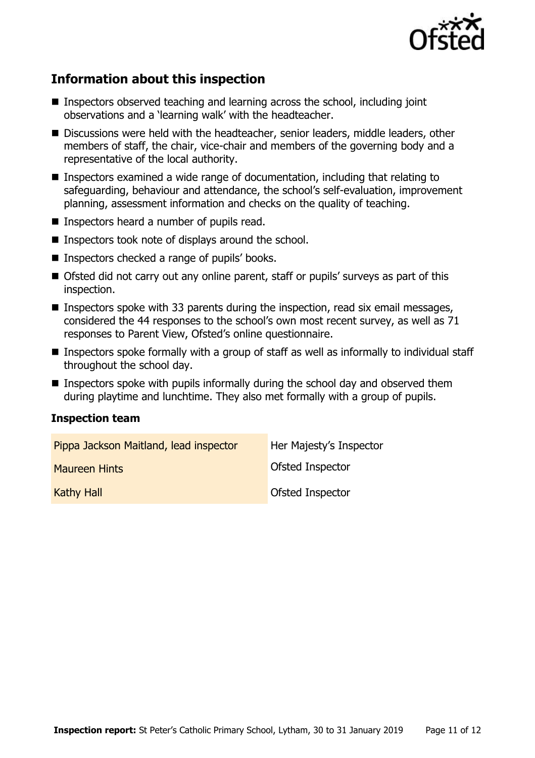## Information about this inspection

- Inspectors observed teaching and learning across the school, including joint observations and a 'learning walk' with the headteacher.
- Discussions were held with the headteacher, senior leaders, middle leaders, other members of staff, the chair, vice-chair and members of the governing body and a representative of the local authority.
- Inspectors examined a wide range of documentation, including that relating to safeguarding, behaviour and attendance, the school's self-evaluation, improvement planning, assessment information and checks on the quality of teaching.
- Inspectors heard a number of pupils read.
- Inspectors took note of displays around the school.
- Inspectors checked a range of pupils' books.
- Ofsted did not carry out any online parent, staff or pupils' surveys as part of this inspection.
- Inspectors spoke with 33 parents during the inspection, read six email messages, considered the 44 responses to the school's own most recent survey, as well as 71 responses to Parent View, Ofsted's online questionnaire.
- Inspectors spoke formally with a group of staff as well as informally to individual staff throughout the school day.
- Inspectors spoke with pupils informally during the school day and observed them during playtime and lunchtime. They also met formally with a group of pupils.

### Inspection team

| | |
|---|---|
| Pippa Jackson Maitland, lead inspector | Her Majesty's Inspector |
| Maureen Hints | Ofsted Inspector |
| Kathy Hall | Ofsted Inspector |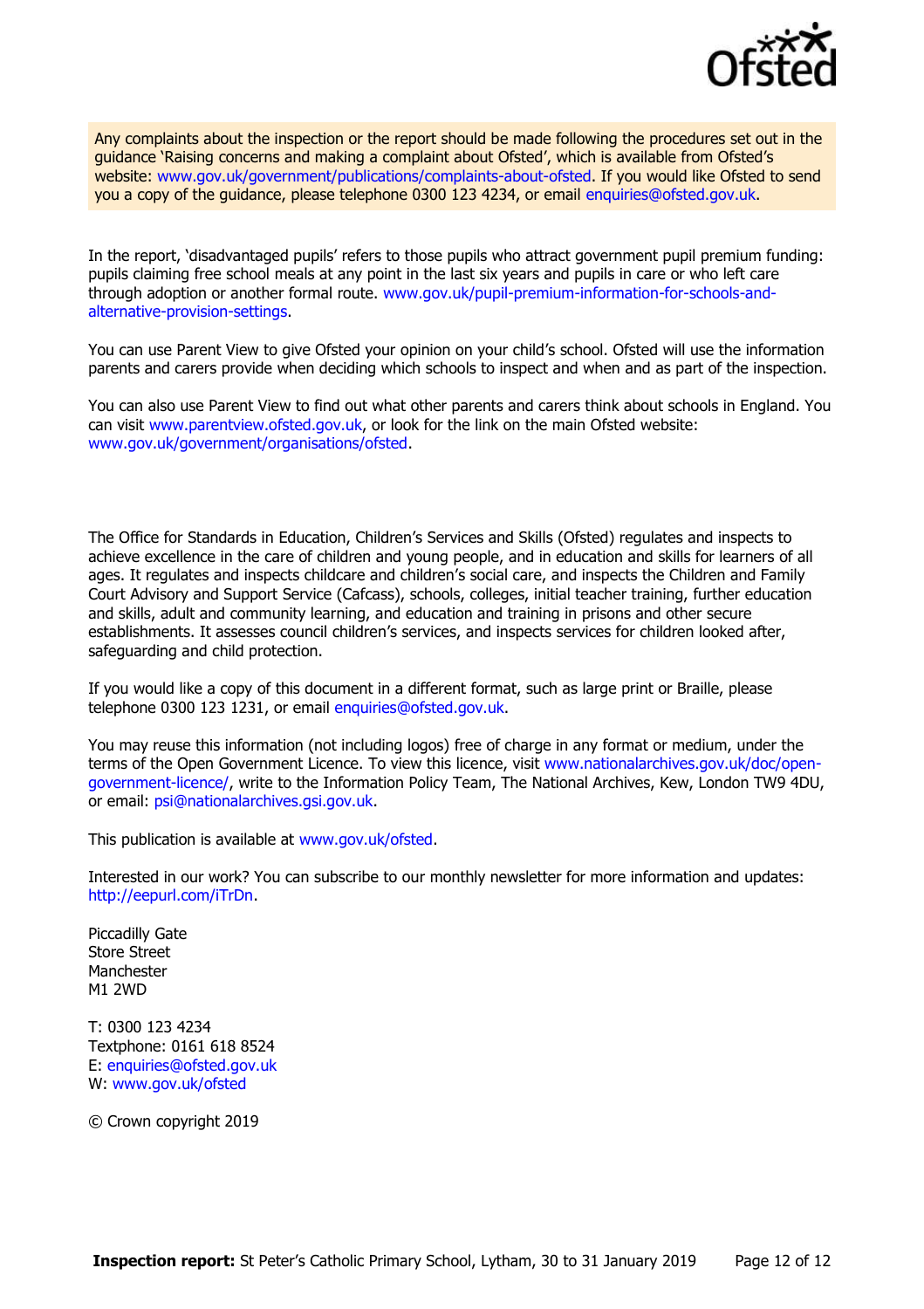Any complaints about the inspection or the report should be made following the procedures set out in the guidance 'Raising concerns and making a complaint about Ofsted', which is available from Ofsted's website: www.gov.uk/government/publications/complaints-about-ofsted. If you would like Ofsted to send you a copy of the guidance, please telephone 0300 123 4234, or email enquiries@ofsted.gov.uk.

In the report, 'disadvantaged pupils' refers to those pupils who attract government pupil premium funding: pupils claiming free school meals at any point in the last six years and pupils in care or who left care through adoption or another formal route. www.gov.uk/pupil-premium-information-for-schools-and-alternative-provision-settings.

You can use Parent View to give Ofsted your opinion on your child's school. Ofsted will use the information parents and carers provide when deciding which schools to inspect and when and as part of the inspection.

You can also use Parent View to find out what other parents and carers think about schools in England. You can visit www.parentview.ofsted.gov.uk, or look for the link on the main Ofsted website: www.gov.uk/government/organisations/ofsted.

The Office for Standards in Education, Children's Services and Skills (Ofsted) regulates and inspects to achieve excellence in the care of children and young people, and in education and skills for learners of all ages. It regulates and inspects childcare and children's social care, and inspects the Children and Family Court Advisory and Support Service (Cafcass), schools, colleges, initial teacher training, further education and skills, adult and community learning, and education and training in prisons and other secure establishments. It assesses council children's services, and inspects services for children looked after, safeguarding and child protection.

If you would like a copy of this document in a different format, such as large print or Braille, please telephone 0300 123 1231, or email enquiries@ofsted.gov.uk.

You may reuse this information (not including logos) free of charge in any format or medium, under the terms of the Open Government Licence. To view this licence, visit www.nationalarchives.gov.uk/doc/open-government-licence/, write to the Information Policy Team, The National Archives, Kew, London TW9 4DU, or email: psi@nationalarchives.gsi.gov.uk.

This publication is available at www.gov.uk/ofsted.

Interested in our work? You can subscribe to our monthly newsletter for more information and updates: http://eepurl.com/iTrDn.

Piccadilly Gate
Store Street
Manchester
M1 2WD

T: 0300 123 4234
Textphone: 0161 618 8524
E: enquiries@ofsted.gov.uk
W: www.gov.uk/ofsted

© Crown copyright 2019